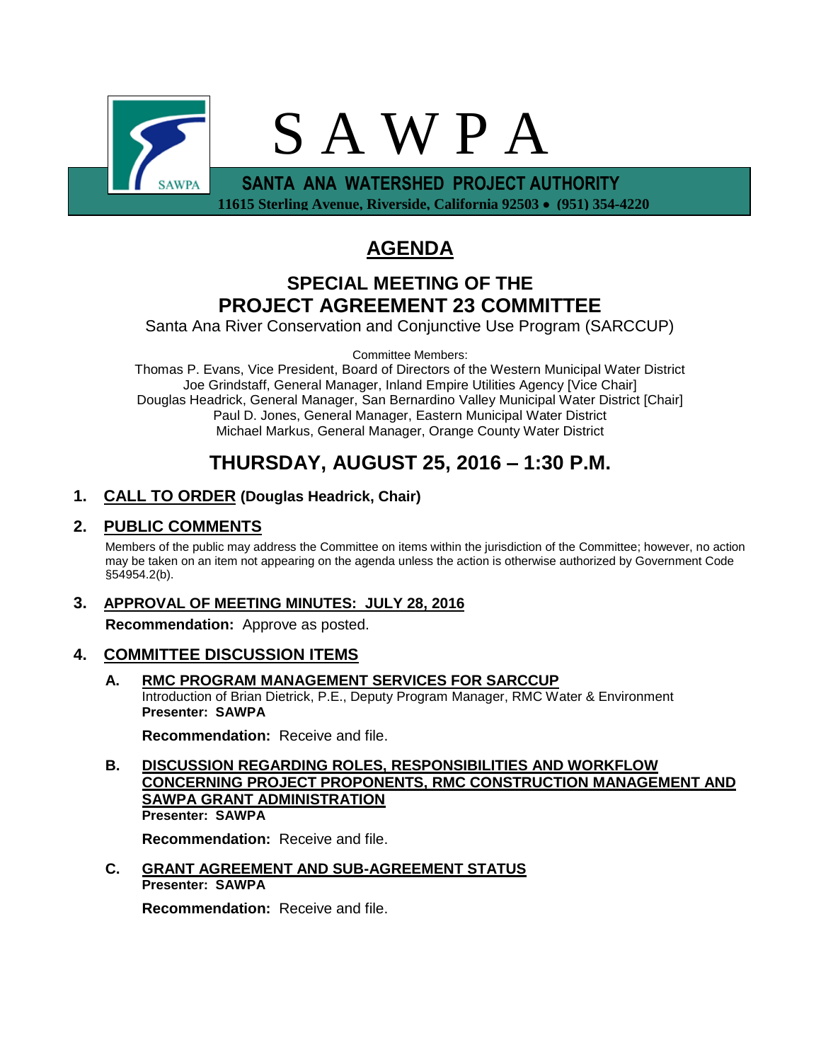# S A W P A

**SANTA ANA WATERSHED PROJECT AUTHORITY**

**11615 Sterling Avenue, Riverside, California 92503 • (951) 354-4220**

# AGENDA

## SPECIAL MEETING OF THE PROJECT AGREEMENT 23 COMMITTEE

Santa Ana River Conservation and Conjunctive Use Program (SARCCUP)

Committee Members:

Thomas P. Evans, Vice President, Board of Directors of the Western Municipal Water District
Joe Grindstaff, General Manager, Inland Empire Utilities Agency [Vice Chair]
Douglas Headrick, General Manager, San Bernardino Valley Municipal Water District [Chair]
Paul D. Jones, General Manager, Eastern Municipal Water District
Michael Markus, General Manager, Orange County Water District

## THURSDAY, AUGUST 25, 2016 – 1:30 P.M.

**1. CALL TO ORDER (Douglas Headrick, Chair)**

**2. PUBLIC COMMENTS**

Members of the public may address the Committee on items within the jurisdiction of the Committee; however, no action may be taken on an item not appearing on the agenda unless the action is otherwise authorized by Government Code §54954.2(b).

**3. APPROVAL OF MEETING MINUTES: JULY 28, 2016**

**Recommendation:** Approve as posted.

**4. COMMITTEE DISCUSSION ITEMS**

**A. RMC PROGRAM MANAGEMENT SERVICES FOR SARCCUP**
Introduction of Brian Dietrick, P.E., Deputy Program Manager, RMC Water & Environment
**Presenter: SAWPA**

**Recommendation:** Receive and file.

**B. DISCUSSION REGARDING ROLES, RESPONSIBILITIES AND WORKFLOW CONCERNING PROJECT PROPONENTS, RMC CONSTRUCTION MANAGEMENT AND SAWPA GRANT ADMINISTRATION**
**Presenter: SAWPA**

**Recommendation:** Receive and file.

**C. GRANT AGREEMENT AND SUB-AGREEMENT STATUS**
**Presenter: SAWPA**

**Recommendation:** Receive and file.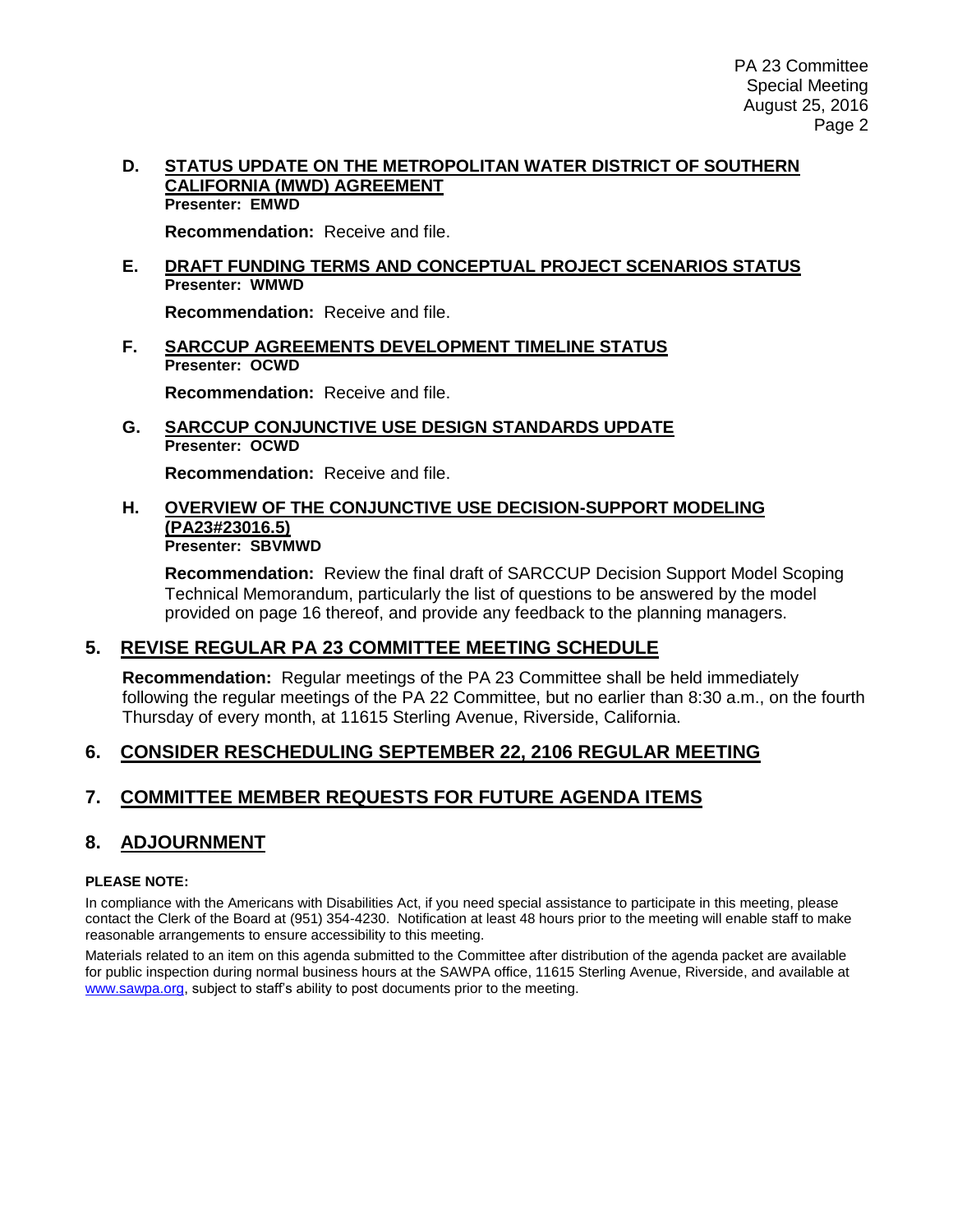**D. STATUS UPDATE ON THE METROPOLITAN WATER DISTRICT OF SOUTHERN CALIFORNIA (MWD) AGREEMENT**
**Presenter: EMWD**

**Recommendation:** Receive and file.

**E. DRAFT FUNDING TERMS AND CONCEPTUAL PROJECT SCENARIOS STATUS**
**Presenter: WMWD**

**Recommendation:** Receive and file.

**F. SARCCUP AGREEMENTS DEVELOPMENT TIMELINE STATUS**
**Presenter: OCWD**

**Recommendation:** Receive and file.

**G. SARCCUP CONJUNCTIVE USE DESIGN STANDARDS UPDATE**
**Presenter: OCWD**

**Recommendation:** Receive and file.

**H. OVERVIEW OF THE CONJUNCTIVE USE DECISION-SUPPORT MODELING (PA23#23016.5)**
**Presenter: SBVMWD**

**Recommendation:** Review the final draft of SARCCUP Decision Support Model Scoping Technical Memorandum, particularly the list of questions to be answered by the model provided on page 16 thereof, and provide any feedback to the planning managers.

## 5. REVISE REGULAR PA 23 COMMITTEE MEETING SCHEDULE

**Recommendation:** Regular meetings of the PA 23 Committee shall be held immediately following the regular meetings of the PA 22 Committee, but no earlier than 8:30 a.m., on the fourth Thursday of every month, at 11615 Sterling Avenue, Riverside, California.

## 6. CONSIDER RESCHEDULING SEPTEMBER 22, 2106 REGULAR MEETING

## 7. COMMITTEE MEMBER REQUESTS FOR FUTURE AGENDA ITEMS

## 8. ADJOURNMENT

**PLEASE NOTE:**

In compliance with the Americans with Disabilities Act, if you need special assistance to participate in this meeting, please contact the Clerk of the Board at (951) 354-4230. Notification at least 48 hours prior to the meeting will enable staff to make reasonable arrangements to ensure accessibility to this meeting.

Materials related to an item on this agenda submitted to the Committee after distribution of the agenda packet are available for public inspection during normal business hours at the SAWPA office, 11615 Sterling Avenue, Riverside, and available at www.sawpa.org, subject to staff's ability to post documents prior to the meeting.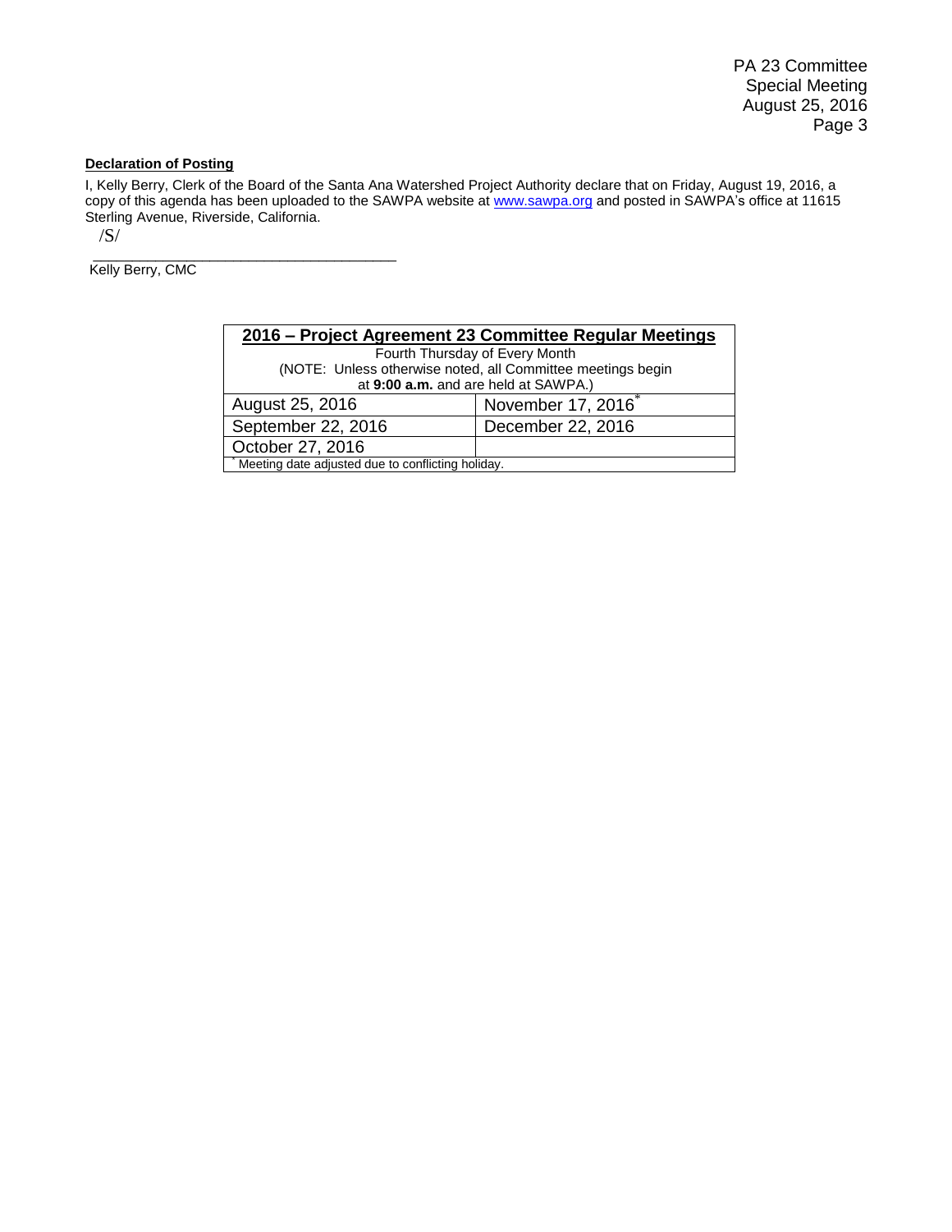**Declaration of Posting**

I, Kelly Berry, Clerk of the Board of the Santa Ana Watershed Project Authority declare that on Friday, August 19, 2016, a copy of this agenda has been uploaded to the SAWPA website at www.sawpa.org and posted in SAWPA's office at 11615 Sterling Avenue, Riverside, California.

/S/

\_\_\_\_\_\_\_\_\_\_\_\_\_\_\_\_\_\_\_\_\_\_\_\_\_\_\_\_\_\_\_\_\_\_\_\_\_\_

Kelly Berry, CMC

| **2016 – Project Agreement 23 Committee Regular Meetings**<br>Fourth Thursday of Every Month<br>(NOTE: Unless otherwise noted, all Committee meetings begin at **9:00 a.m.** and are held at SAWPA.) | |
|---|---|
| August 25, 2016 | November 17, 2016* |
| September 22, 2016 | December 22, 2016 |
| October 27, 2016 | |

\* Meeting date adjusted due to conflicting holiday.